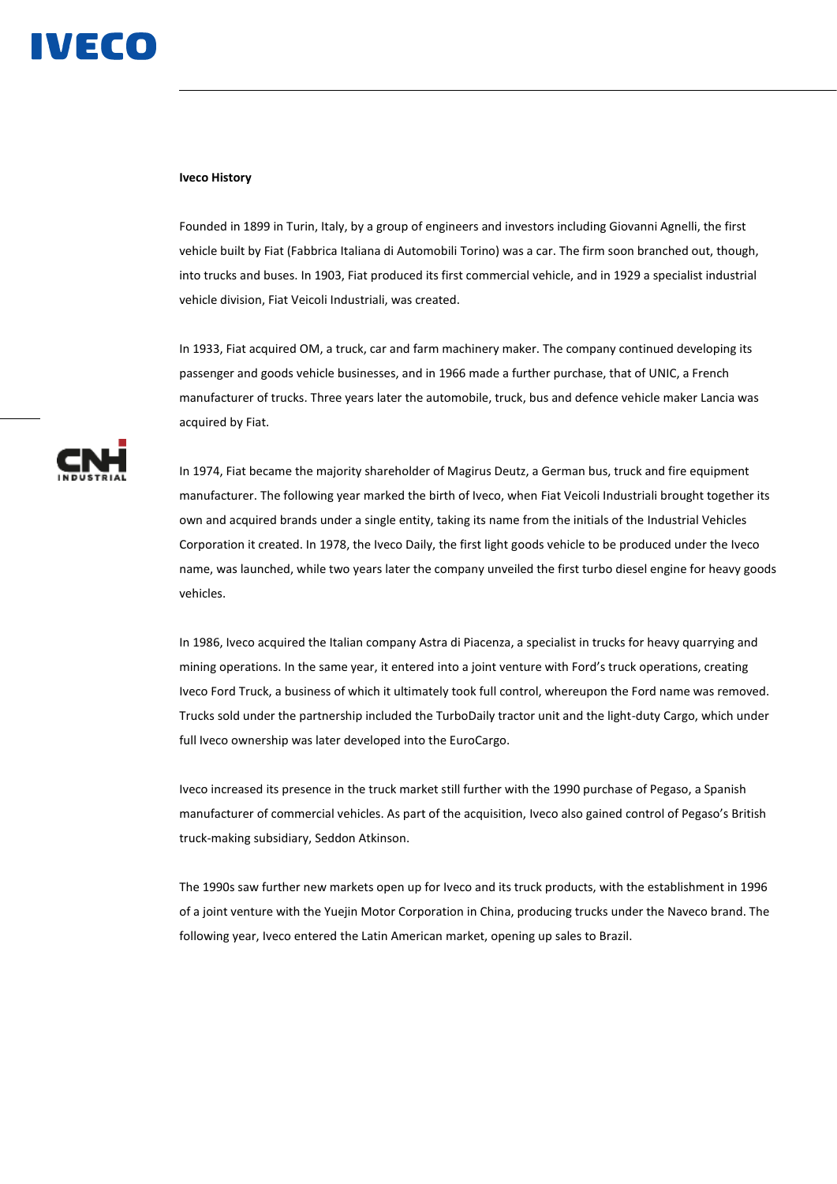**Iveco History**

Founded in 1899 in Turin, Italy, by a group of engineers and investors including Giovanni Agnelli, the first vehicle built by Fiat (Fabbrica Italiana di Automobili Torino) was a car. The firm soon branched out, though, into trucks and buses. In 1903, Fiat produced its first commercial vehicle, and in 1929 a specialist industrial vehicle division, Fiat Veicoli Industriali, was created.

In 1933, Fiat acquired OM, a truck, car and farm machinery maker. The company continued developing its passenger and goods vehicle businesses, and in 1966 made a further purchase, that of UNIC, a French manufacturer of trucks. Three years later the automobile, truck, bus and defence vehicle maker Lancia was acquired by Fiat.

In 1974, Fiat became the majority shareholder of Magirus Deutz, a German bus, truck and fire equipment manufacturer. The following year marked the birth of Iveco, when Fiat Veicoli Industriali brought together its own and acquired brands under a single entity, taking its name from the initials of the Industrial Vehicles Corporation it created. In 1978, the Iveco Daily, the first light goods vehicle to be produced under the Iveco name, was launched, while two years later the company unveiled the first turbo diesel engine for heavy goods vehicles.

In 1986, Iveco acquired the Italian company Astra di Piacenza, a specialist in trucks for heavy quarrying and mining operations. In the same year, it entered into a joint venture with Ford's truck operations, creating Iveco Ford Truck, a business of which it ultimately took full control, whereupon the Ford name was removed. Trucks sold under the partnership included the TurboDaily tractor unit and the light-duty Cargo, which under full Iveco ownership was later developed into the EuroCargo.

Iveco increased its presence in the truck market still further with the 1990 purchase of Pegaso, a Spanish manufacturer of commercial vehicles. As part of the acquisition, Iveco also gained control of Pegaso's British truck-making subsidiary, Seddon Atkinson.

The 1990s saw further new markets open up for Iveco and its truck products, with the establishment in 1996 of a joint venture with the Yuejin Motor Corporation in China, producing trucks under the Naveco brand. The following year, Iveco entered the Latin American market, opening up sales to Brazil.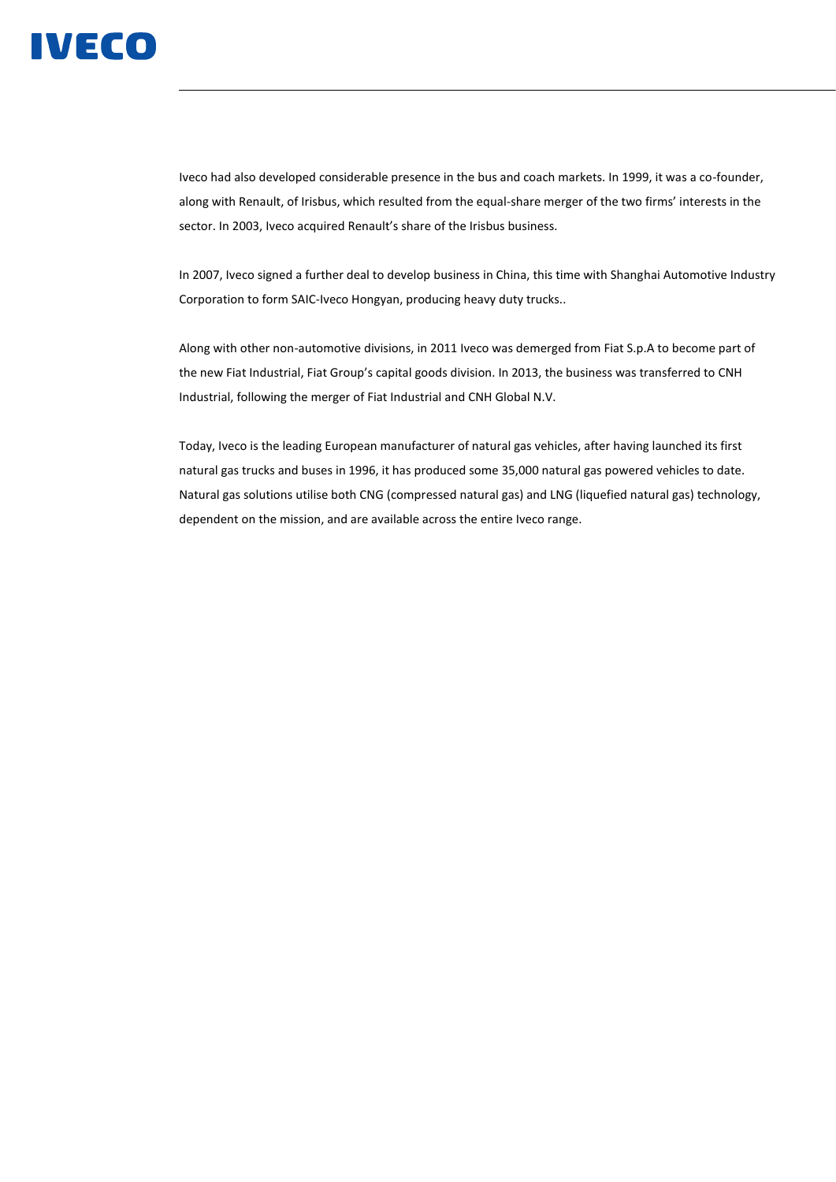Iveco had also developed considerable presence in the bus and coach markets. In 1999, it was a co-founder, along with Renault, of Irisbus, which resulted from the equal-share merger of the two firms' interests in the sector. In 2003, Iveco acquired Renault's share of the Irisbus business.

In 2007, Iveco signed a further deal to develop business in China, this time with Shanghai Automotive Industry Corporation to form SAIC-Iveco Hongyan, producing heavy duty trucks..

Along with other non-automotive divisions, in 2011 Iveco was demerged from Fiat S.p.A to become part of the new Fiat Industrial, Fiat Group's capital goods division. In 2013, the business was transferred to CNH Industrial, following the merger of Fiat Industrial and CNH Global N.V.

Today, Iveco is the leading European manufacturer of natural gas vehicles, after having launched its first natural gas trucks and buses in 1996, it has produced some 35,000 natural gas powered vehicles to date. Natural gas solutions utilise both CNG (compressed natural gas) and LNG (liquefied natural gas) technology, dependent on the mission, and are available across the entire Iveco range.